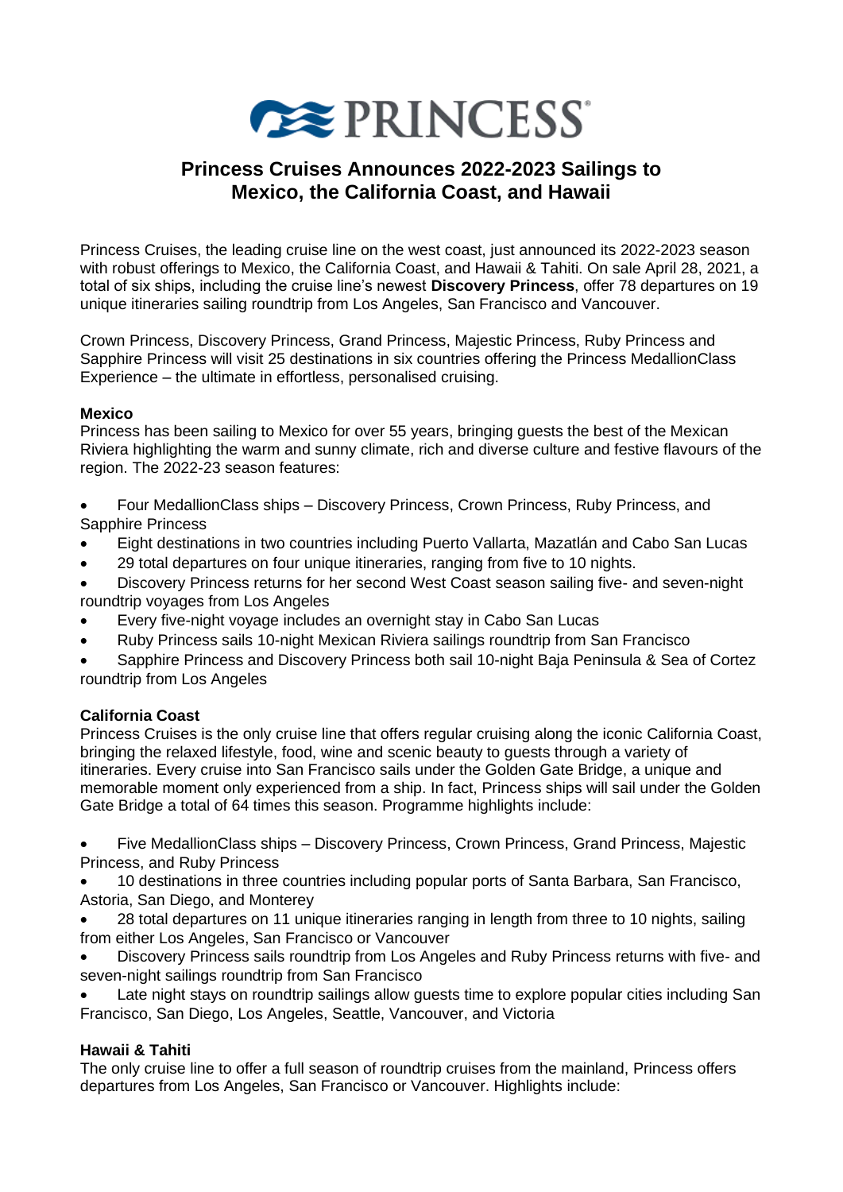# PRINCESS

## Princess Cruises Announces 2022-2023 Sailings to Mexico, the California Coast, and Hawaii

Princess Cruises, the leading cruise line on the west coast, just announced its 2022-2023 season with robust offerings to Mexico, the California Coast, and Hawaii & Tahiti. On sale April 28, 2021, a total of six ships, including the cruise line's newest **Discovery Princess**, offer 78 departures on 19 unique itineraries sailing roundtrip from Los Angeles, San Francisco and Vancouver.

Crown Princess, Discovery Princess, Grand Princess, Majestic Princess, Ruby Princess and Sapphire Princess will visit 25 destinations in six countries offering the Princess MedallionClass Experience – the ultimate in effortless, personalised cruising.

**Mexico**

Princess has been sailing to Mexico for over 55 years, bringing guests the best of the Mexican Riviera highlighting the warm and sunny climate, rich and diverse culture and festive flavours of the region. The 2022-23 season features:

- Four MedallionClass ships – Discovery Princess, Crown Princess, Ruby Princess, and Sapphire Princess
- Eight destinations in two countries including Puerto Vallarta, Mazatlán and Cabo San Lucas
- 29 total departures on four unique itineraries, ranging from five to 10 nights.
- Discovery Princess returns for her second West Coast season sailing five- and seven-night roundtrip voyages from Los Angeles
- Every five-night voyage includes an overnight stay in Cabo San Lucas
- Ruby Princess sails 10-night Mexican Riviera sailings roundtrip from San Francisco
- Sapphire Princess and Discovery Princess both sail 10-night Baja Peninsula & Sea of Cortez roundtrip from Los Angeles

**California Coast**

Princess Cruises is the only cruise line that offers regular cruising along the iconic California Coast, bringing the relaxed lifestyle, food, wine and scenic beauty to guests through a variety of itineraries. Every cruise into San Francisco sails under the Golden Gate Bridge, a unique and memorable moment only experienced from a ship. In fact, Princess ships will sail under the Golden Gate Bridge a total of 64 times this season. Programme highlights include:

- Five MedallionClass ships – Discovery Princess, Crown Princess, Grand Princess, Majestic Princess, and Ruby Princess
- 10 destinations in three countries including popular ports of Santa Barbara, San Francisco, Astoria, San Diego, and Monterey
- 28 total departures on 11 unique itineraries ranging in length from three to 10 nights, sailing from either Los Angeles, San Francisco or Vancouver
- Discovery Princess sails roundtrip from Los Angeles and Ruby Princess returns with five- and seven-night sailings roundtrip from San Francisco
- Late night stays on roundtrip sailings allow guests time to explore popular cities including San Francisco, San Diego, Los Angeles, Seattle, Vancouver, and Victoria

**Hawaii & Tahiti**

The only cruise line to offer a full season of roundtrip cruises from the mainland, Princess offers departures from Los Angeles, San Francisco or Vancouver. Highlights include: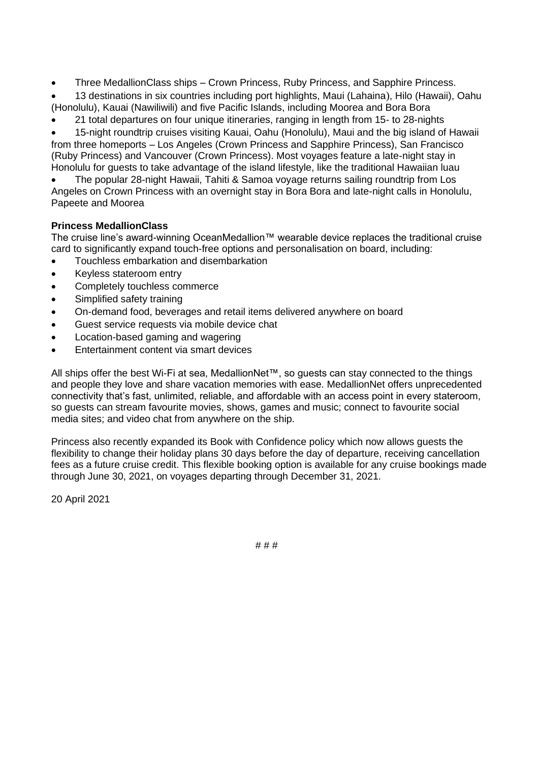- Three MedallionClass ships – Crown Princess, Ruby Princess, and Sapphire Princess.
- 13 destinations in six countries including port highlights, Maui (Lahaina), Hilo (Hawaii), Oahu (Honolulu), Kauai (Nawiliwili) and five Pacific Islands, including Moorea and Bora Bora
- 21 total departures on four unique itineraries, ranging in length from 15- to 28-nights
- 15-night roundtrip cruises visiting Kauai, Oahu (Honolulu), Maui and the big island of Hawaii from three homeports – Los Angeles (Crown Princess and Sapphire Princess), San Francisco (Ruby Princess) and Vancouver (Crown Princess). Most voyages feature a late-night stay in Honolulu for guests to take advantage of the island lifestyle, like the traditional Hawaiian luau
- The popular 28-night Hawaii, Tahiti & Samoa voyage returns sailing roundtrip from Los Angeles on Crown Princess with an overnight stay in Bora Bora and late-night calls in Honolulu, Papeete and Moorea

**Princess MedallionClass**

The cruise line's award-winning OceanMedallion™ wearable device replaces the traditional cruise card to significantly expand touch-free options and personalisation on board, including:

- Touchless embarkation and disembarkation
- Keyless stateroom entry
- Completely touchless commerce
- Simplified safety training
- On-demand food, beverages and retail items delivered anywhere on board
- Guest service requests via mobile device chat
- Location-based gaming and wagering
- Entertainment content via smart devices

All ships offer the best Wi-Fi at sea, MedallionNet™, so guests can stay connected to the things and people they love and share vacation memories with ease. MedallionNet offers unprecedented connectivity that's fast, unlimited, reliable, and affordable with an access point in every stateroom, so guests can stream favourite movies, shows, games and music; connect to favourite social media sites; and video chat from anywhere on the ship.

Princess also recently expanded its Book with Confidence policy which now allows guests the flexibility to change their holiday plans 30 days before the day of departure, receiving cancellation fees as a future cruise credit. This flexible booking option is available for any cruise bookings made through June 30, 2021, on voyages departing through December 31, 2021.

20 April 2021

# # #